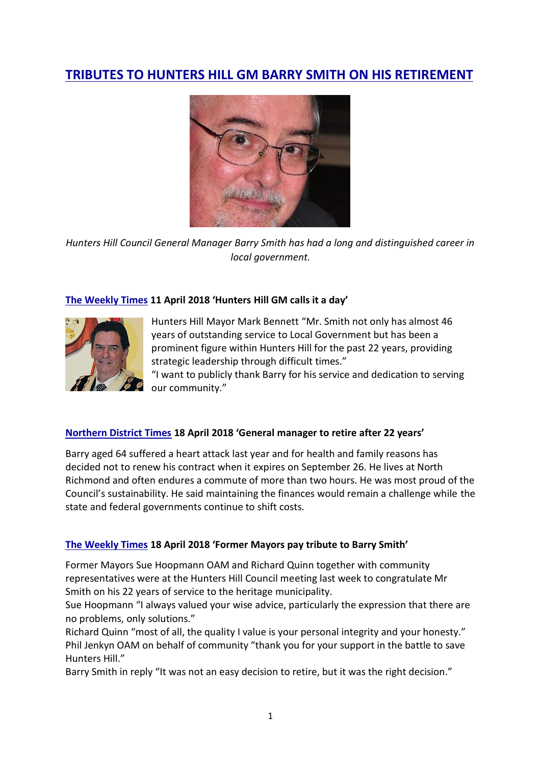# TRIBUTES TO HUNTERS HILL GM BARRY SMITH ON HIS RETIREMENT

*Hunters Hill Council General Manager Barry Smith has had a long and distinguished career in local government.*

**The Weekly Times 11 April 2018 'Hunters Hill GM calls it a day'**

Hunters Hill Mayor Mark Bennett "Mr. Smith not only has almost 46 years of outstanding service to Local Government but has been a prominent figure within Hunters Hill for the past 22 years, providing strategic leadership through difficult times."
"I want to publicly thank Barry for his service and dedication to serving our community."

**Northern District Times 18 April 2018 'General manager to retire after 22 years'**

Barry aged 64 suffered a heart attack last year and for health and family reasons has decided not to renew his contract when it expires on September 26. He lives at North Richmond and often endures a commute of more than two hours. He was most proud of the Council's sustainability. He said maintaining the finances would remain a challenge while the state and federal governments continue to shift costs.

**The Weekly Times 18 April 2018 'Former Mayors pay tribute to Barry Smith'**

Former Mayors Sue Hoopmann OAM and Richard Quinn together with community representatives were at the Hunters Hill Council meeting last week to congratulate Mr Smith on his 22 years of service to the heritage municipality.
Sue Hoopmann "I always valued your wise advice, particularly the expression that there are no problems, only solutions."
Richard Quinn "most of all, the quality I value is your personal integrity and your honesty."
Phil Jenkyn OAM on behalf of community "thank you for your support in the battle to save Hunters Hill."
Barry Smith in reply "It was not an easy decision to retire, but it was the right decision."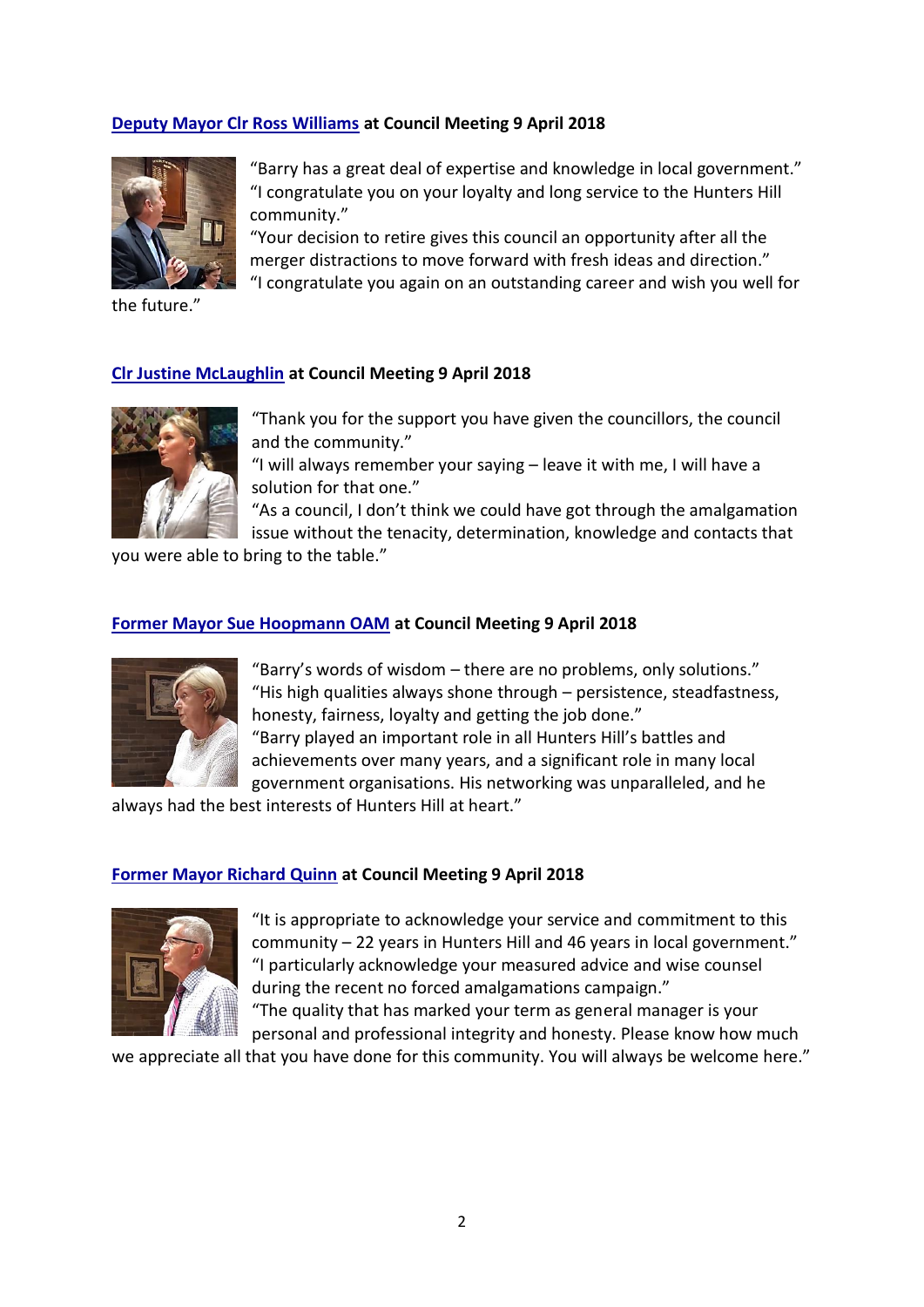**[Deputy Mayor Clr Ross Williams](#) at Council Meeting 9 April 2018**

"Barry has a great deal of expertise and knowledge in local government."
"I congratulate you on your loyalty and long service to the Hunters Hill community."
"Your decision to retire gives this council an opportunity after all the merger distractions to move forward with fresh ideas and direction."
"I congratulate you again on an outstanding career and wish you well for the future."

**[Clr Justine McLaughlin](#) at Council Meeting 9 April 2018**

"Thank you for the support you have given the councillors, the council and the community."
"I will always remember your saying – leave it with me, I will have a solution for that one."
"As a council, I don't think we could have got through the amalgamation issue without the tenacity, determination, knowledge and contacts that you were able to bring to the table."

**[Former Mayor Sue Hoopmann OAM](#) at Council Meeting 9 April 2018**

"Barry's words of wisdom – there are no problems, only solutions."
"His high qualities always shone through – persistence, steadfastness, honesty, fairness, loyalty and getting the job done."
"Barry played an important role in all Hunters Hill's battles and achievements over many years, and a significant role in many local government organisations. His networking was unparalleled, and he always had the best interests of Hunters Hill at heart."

**[Former Mayor Richard Quinn](#) at Council Meeting 9 April 2018**

"It is appropriate to acknowledge your service and commitment to this community – 22 years in Hunters Hill and 46 years in local government."
"I particularly acknowledge your measured advice and wise counsel during the recent no forced amalgamations campaign."
"The quality that has marked your term as general manager is your personal and professional integrity and honesty. Please know how much we appreciate all that you have done for this community. You will always be welcome here."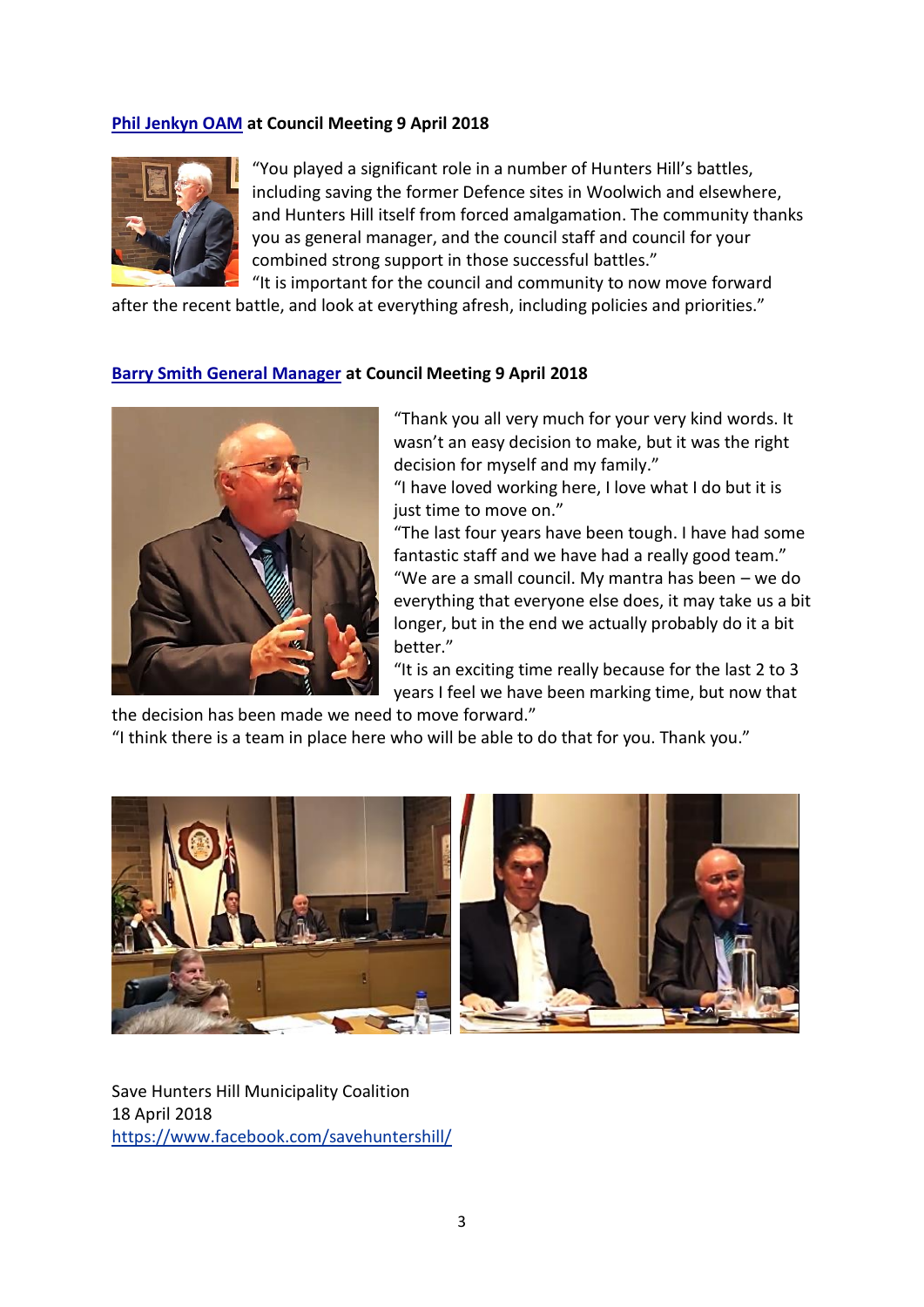**[Phil Jenkyn OAM](#) at Council Meeting 9 April 2018**

"You played a significant role in a number of Hunters Hill's battles, including saving the former Defence sites in Woolwich and elsewhere, and Hunters Hill itself from forced amalgamation. The community thanks you as general manager, and the council staff and council for your combined strong support in those successful battles."
"It is important for the council and community to now move forward after the recent battle, and look at everything afresh, including policies and priorities."

**[Barry Smith General Manager](#) at Council Meeting 9 April 2018**

"Thank you all very much for your very kind words. It wasn't an easy decision to make, but it was the right decision for myself and my family."
"I have loved working here, I love what I do but it is just time to move on."
"The last four years have been tough. I have had some fantastic staff and we have had a really good team."
"We are a small council. My mantra has been – we do everything that everyone else does, it may take us a bit longer, but in the end we actually probably do it a bit better."
"It is an exciting time really because for the last 2 to 3 years I feel we have been marking time, but now that the decision has been made we need to move forward."
"I think there is a team in place here who will be able to do that for you. Thank you."

Save Hunters Hill Municipality Coalition
18 April 2018
[https://www.facebook.com/savehuntershill/](https://www.facebook.com/savehuntershill/)